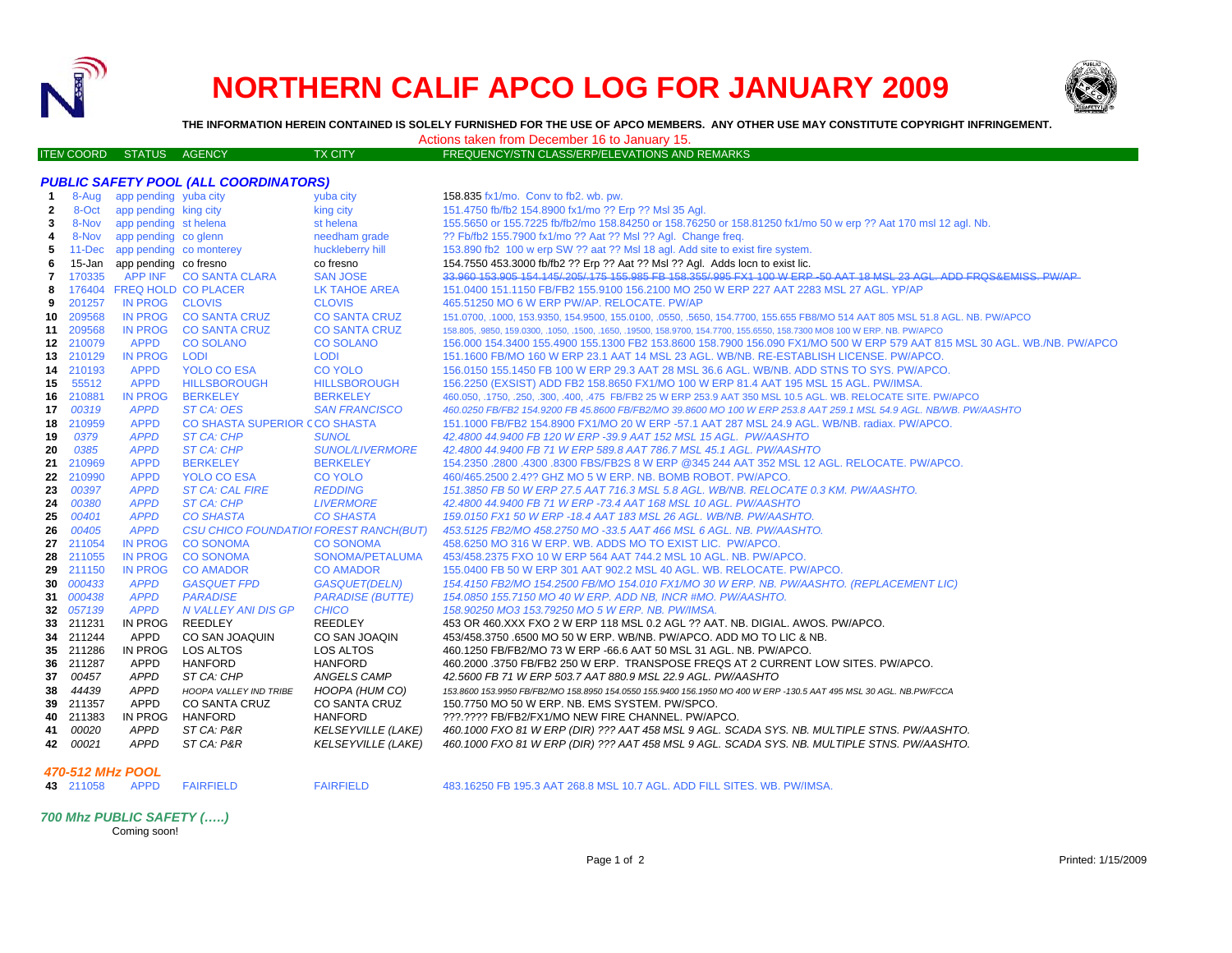# NORTHERN CALIF APCO LOG FOR JANUARY 2009

**THE INFORMATION HEREIN CONTAINED IS SOLELY FURNISHED FOR THE USE OF APCO MEMBERS. ANY OTHER USE MAY CONSTITUTE COPYRIGHT INFRINGEMENT.**

Actions taken from December 16 to January 15.

| ITEM | COORD | STATUS | AGENCY | TX CITY | FREQUENCY/STN CLASS/ERP/ELEVATIONS AND REMARKS |
|---|---|---|---|---|---|
| | | | ***PUBLIC SAFETY POOL (ALL COORDINATORS)*** | | |
| 1 | 8-Aug | app pending | yuba city | yuba city | 158.835 fx1/mo. Conv to fb2. wb. pw. |
| 2 | 8-Oct | app pending | king city | king city | 151.4750 fb/fb2 154.8900 fx1/mo ?? Erp ?? Msl 35 Agl. |
| 3 | 8-Nov | app pending | st helena | st helena | 155.5650 or 155.7225 fb/fb2/mo 158.84250 or 158.76250 or 158.81250 fx1/mo 50 w erp ?? Aat 170 msl 12 agl. Nb. |
| 4 | 8-Nov | app pending | co glenn | needham grade | ?? Fb/fb2 155.7900 fx1/mo ?? Aat ?? Msl ?? Agl. Change freq. |
| 5 | 11-Dec | app pending | co monterey | huckleberry hill | 153.890 fb2 100 w erp SW ?? aat ?? Msl 18 agl. Add site to exist fire system. |
| 6 | 15-Jan | app pending | co fresno | co fresno | 154.7550 453.3000 fb/fb2 ?? Erp ?? Aat ?? Msl ?? Agl. Adds locn to exist lic. |
| 7 | 170335 | APP INF | CO SANTA CLARA | SAN JOSE | ~~33.960 153.905 154.145/.205/.175 155.985 FB 158.355/.995 FX1 100 W ERP -50 AAT 18 MSL 23 AGL. ADD FRQS&EMISS. PW/AP~~ |
| 8 | 176404 | FREQ HOLD | CO PLACER | LK TAHOE AREA | 151.0400 151.1150 FB/FB2 155.9100 156.2100 MO 250 W ERP 227 AAT 2283 MSL 27 AGL. YP/AP |
| 9 | 201257 | IN PROG | CLOVIS | CLOVIS | 465.51250 MO 6 W ERP PW/AP. RELOCATE. PW/AP |
| 10 | 209568 | IN PROG | CO SANTA CRUZ | CO SANTA CRUZ | 151.0700, .1000, 153.9350, 154.9500, 155.0100, .0550, .5650, 154.7700, 155.655 FB8/MO 514 AAT 805 MSL 51.8 AGL. NB. PW/APCO |
| 11 | 209568 | IN PROG | CO SANTA CRUZ | CO SANTA CRUZ | 158.805, .9850, 159.0300, .1050, .1500, .1650, .19500, 158.9700, 154.7700, 155.6550, 158.7300 MO8 100 W ERP. NB. PW/APCO |
| 12 | 210079 | APPD | CO SOLANO | CO SOLANO | 156.000 154.3400 155.4900 155.1300 FB2 153.8600 158.7900 156.090 FX1/MO 500 W ERP 579 AAT 815 MSL 30 AGL. WB./NB. PW/APCO |
| 13 | 210129 | IN PROG | LODI | LODI | 151.1600 FB/MO 160 W ERP 23.1 AAT 14 MSL 23 AGL. WB/NB. RE-ESTABLISH LICENSE. PW/APCO. |
| 14 | 210193 | APPD | YOLO CO ESA | CO YOLO | 156.0150 155.1450 FB 100 W ERP 29.3 AAT 28 MSL 36.6 AGL. WB/NB. ADD STNS TO SYS. PW/APCO. |
| 15 | 55512 | APPD | HILLSBOROUGH | HILLSBOROUGH | 156.2250 (EXSIST) ADD FB2 158.8650 FX1/MO 100 W ERP 81.4 AAT 195 MSL 15 AGL. PW/IMSA. |
| 16 | 210881 | IN PROG | BERKELEY | BERKELEY | 460.050, .1750, .250, .300, .400, .475 FB/FB2 25 W ERP 253.9 AAT 350 MSL 10.5 AGL. WB. RELOCATE SITE. PW/APCO |
| 17 | *00319* | *APPD* | *ST CA: OES* | *SAN FRANCISCO* | *460.0250 FB/FB2 154.9200 FB 45.8600 FB/FB2/MO 39.8600 MO 100 W ERP 253.8 AAT 259.1 MSL 54.9 AGL. NB/WB. PW/AASHTO* |
| 18 | 210959 | APPD | CO SHASTA SUPERIOR C | CO SHASTA | 151.1000 FB/FB2 154.8900 FX1/MO 20 W ERP -57.1 AAT 287 MSL 24.9 AGL. WB/NB. radiax. PW/APCO. |
| 19 | *0379* | *APPD* | *ST CA: CHP* | *SUNOL* | *42.4800 44.9400 FB 120 W ERP -39.9 AAT 152 MSL 15 AGL. PW/AASHTO* |
| 20 | *0385* | *APPD* | *ST CA: CHP* | *SUNOL/LIVERMORE* | *42.4800 44.9400 FB 71 W ERP 589.8 AAT 786.7 MSL 45.1 AGL. PW/AASHTO* |
| 21 | 210969 | APPD | BERKELEY | BERKELEY | 154.2350 .2800 .4300 .8300 FBS/FB2S 8 W ERP @345 244 AAT 352 MSL 12 AGL. RELOCATE. PW/APCO. |
| 22 | 210990 | APPD | YOLO CO ESA | CO YOLO | 460/465.2500 2.4?? GHZ MO 5 W ERP. NB. BOMB ROBOT. PW/APCO. |
| 23 | *00397* | *APPD* | *ST CA: CAL FIRE* | *REDDING* | *151.3850 FB 50 W ERP 27.5 AAT 716.3 MSL 5.8 AGL. WB/NB. RELOCATE 0.3 KM. PW/AASHTO.* |
| 24 | *00380* | *APPD* | *ST CA: CHP* | *LIVERMORE* | *42.4800 44.9400 FB 71 W ERP -73.4 AAT 168 MSL 10 AGL. PW/AASHTO* |
| 25 | *00401* | *APPD* | *CO SHASTA* | *CO SHASTA* | *159.0150 FX1 50 W ERP -18.4 AAT 183 MSL 26 AGL. WB/NB. PW/AASHTO.* |
| 26 | *00405* | *APPD* | *CSU CHICO FOUNDATIO* | *FOREST RANCH(BUT)* | *453.5125 FB2/MO 458.2750 MO -33.5 AAT 466 MSL 6 AGL. NB. PW/AASHTO.* |
| 27 | 211054 | IN PROG | CO SONOMA | CO SONOMA | 458.6250 MO 316 W ERP. WB. ADDS MO TO EXIST LIC. PW/APCO. |
| 28 | 211055 | IN PROG | CO SONOMA | SONOMA/PETALUMA | 453/458.2375 FXO 10 W ERP 564 AAT 744.2 MSL 10 AGL. NB. PW/APCO. |
| 29 | 211150 | IN PROG | CO AMADOR | CO AMADOR | 155.0400 FB 50 W ERP 301 AAT 902.2 MSL 40 AGL. WB. RELOCATE. PW/APCO. |
| 30 | *000433* | *APPD* | *GASQUET FPD* | *GASQUET(DELN)* | *154.4150 FB2/MO 154.2500 FB/MO 154.010 FX1/MO 30 W ERP. NB. PW/AASHTO. (REPLACEMENT LIC)* |
| 31 | *000438* | *APPD* | *PARADISE* | *PARADISE (BUTTE)* | *154.0850 155.7150 MO 40 W ERP. ADD NB, INCR #MO. PW/AASHTO.* |
| 32 | *057139* | *APPD* | *N VALLEY ANI DIS GP* | *CHICO* | *158.90250 MO3 153.79250 MO 5 W ERP. NB. PW/IMSA.* |
| 33 | 211231 | IN PROG | REEDLEY | REEDLEY | 453 OR 460.XXX FXO 2 W ERP 118 MSL 0.2 AGL ?? AAT. NB. DIGIAL. AWOS. PW/APCO. |
| 34 | 211244 | APPD | CO SAN JOAQUIN | CO SAN JOAQIN | 453/458.3750 .6500 MO 50 W ERP. WB/NB. PW/APCO. ADD MO TO LIC & NB. |
| 35 | 211286 | IN PROG | LOS ALTOS | LOS ALTOS | 460.1250 FB/FB2/MO 73 W ERP -66.6 AAT 50 MSL 31 AGL. NB. PW/APCO. |
| 36 | 211287 | APPD | HANFORD | HANFORD | 460.2000 .3750 FB/FB2 250 W ERP. TRANSPOSE FREQS AT 2 CURRENT LOW SITES. PW/APCO. |
| 37 | *00457* | *APPD* | *ST CA: CHP* | *ANGELS CAMP* | *42.5600 FB 71 W ERP 503.7 AAT 880.9 MSL 22.9 AGL. PW/AASHTO* |
| 38 | *44439* | *APPD* | *HOOPA VALLEY IND TRIBE* | *HOOPA (HUM CO)* | *153.8600 153.9950 FB/FB2/MO 158.8950 154.0550 155.9400 156.1950 MO 400 W ERP -130.5 AAT 495 MSL 30 AGL. NB.PW/FCCA* |
| 39 | 211357 | APPD | CO SANTA CRUZ | CO SANTA CRUZ | 150.7750 MO 50 W ERP. NB. EMS SYSTEM. PW/SPCO. |
| 40 | 211383 | IN PROG | HANFORD | HANFORD | ???.???? FB/FB2/FX1/MO NEW FIRE CHANNEL. PW/APCO. |
| 41 | *00020* | *APPD* | *ST CA: P&R* | *KELSEYVILLE (LAKE)* | *460.1000 FXO 81 W ERP (DIR) ??? AAT 458 MSL 9 AGL. SCADA SYS. NB. MULTIPLE STNS. PW/AASHTO.* |
| 42 | *00021* | *APPD* | *ST CA: P&R* | *KELSEYVILLE (LAKE)* | *460.1000 FXO 81 W ERP (DIR) ??? AAT 458 MSL 9 AGL. SCADA SYS. NB. MULTIPLE STNS. PW/AASHTO.* |
| | | | ***470-512 MHz POOL*** | | |
| 43 | 211058 | APPD | FAIRFIELD | FAIRFIELD | 483.16250 FB 195.3 AAT 268.8 MSL 10.7 AGL. ADD FILL SITES. WB. PW/IMSA. |

***700 Mhz PUBLIC SAFETY (…..)***

Coming soon!

Printed: 1/15/2009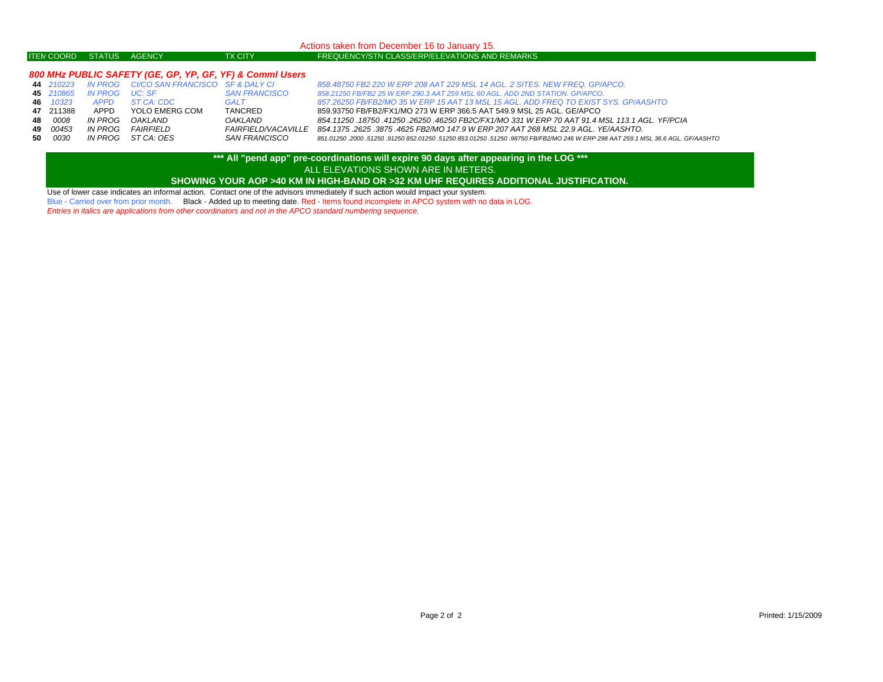Actions taken from December 16 to January 15.

| ITEM | COORD | STATUS | AGENCY | TX CITY | FREQUENCY/STN CLASS/ERP/ELEVATIONS AND REMARKS |
|---|---|---|---|---|---|
| | | | ***800 MHz PUBLIC SAFETY (GE, GP, YP, GF, YF) & Comml Users*** | | |
| **44** | *210223* | *IN PROG* | *CI/CO SAN FRANCISCO* | *SF & DALY CI* | *858.48750 FB2 220 W ERP 208 AAT 229 MSL 14 AGL. 2 SITES. NEW FREQ. GP/APCO.* |
| **45** | *210865* | *IN PROG* | *UC: SF* | *SAN FRANCISCO* | *858.21250 FB/FB2 25 W ERP 290.3 AAT 259 MSL 60 AGL. ADD 2ND STATION. GP/APCO.* |
| **46** | *10323* | *APPD* | *ST CA: CDC* | *GALT* | *857.26250 FB/FB2/MO 35 W ERP 15 AAT 13 MSL 15 AGL. ADD FREQ TO EXIST SYS. GP/AASHTO* |
| **47** | 211388 | APPD | YOLO EMERG COM | TANCRED | 859.93750 FB/FB2/FX1/MO 273 W ERP 366.5 AAT 549.9 MSL 25 AGL. GE/APCO |
| **48** | *0008* | *IN PROG* | *OAKLAND* | *OAKLAND* | *854.11250 .18750 .41250 .26250 .46250 FB2C/FX1/MO 331 W ERP 70 AAT 91.4 MSL 113.1 AGL. YF/PCIA* |
| **49** | *00453* | *IN PROG* | *FAIRFIELD* | *FAIRFIELD/VACAVILLE* | *854.1375 .2625 .3875 .4625 FB2/MO 147.9 W ERP 207 AAT 268 MSL 22.9 AGL. YE/AASHTO.* |
| **50** | *0030* | *IN PROG* | *ST CA: OES* | *SAN FRANCISCO* | *851.01250 .2000 .51250 .91250 852.01250 .51250 853.01250 .51250 .98750 FB/FB2/MO 246 W ERP 298 AAT 259.1 MSL 36.6 AGL. GF/AASHTO* |

**\*\*\* All "pend app" pre-coordinations will expire 90 days after appearing in the LOG \*\*\***

ALL ELEVATIONS SHOWN ARE IN METERS.

**SHOWING YOUR AOP >40 KM IN HIGH-BAND OR >32 KM UHF REQUIRES ADDITIONAL JUSTIFICATION.**

Use of lower case indicates an informal action. Contact one of the advisors immediately if such action would impact your system.

Blue - Carried over from prior month. Black - Added up to meeting date. Red - Items found incomplete in APCO system with no data in LOG.

*Entries in italics are applications from other coordinators and not in the APCO standard numbering sequence.*

Printed: 1/15/2009